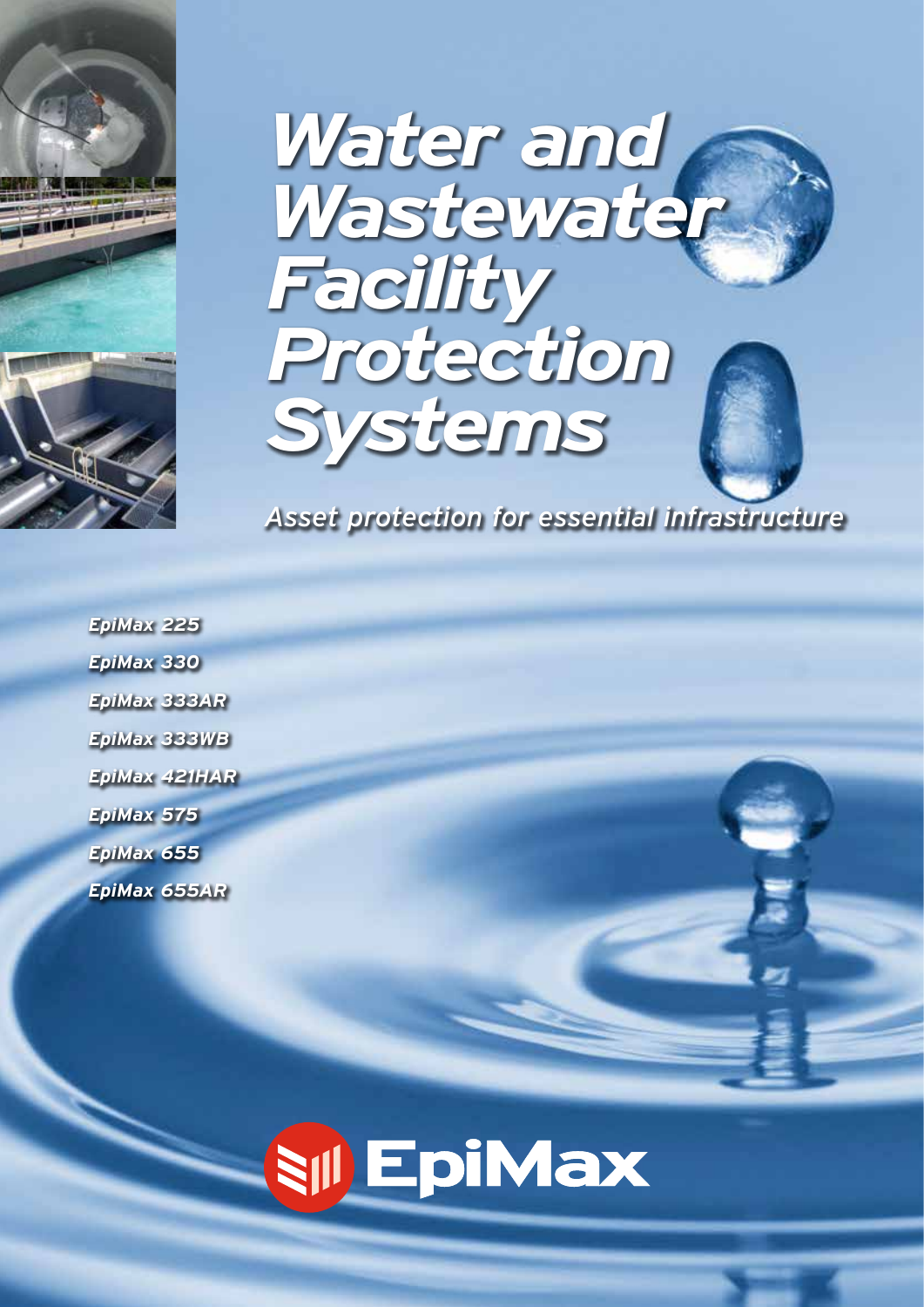# Water and Wastewater Facility Protection Systems

*Asset protection for essential infrastructure*

- *EpiMax 225*
- *EpiMax 330*
- *EpiMax 333AR*
- *EpiMax 333WB*
- *EpiMax 421HAR*
- *EpiMax 575*
- *EpiMax 655*
- *EpiMax 655AR*

EpiMax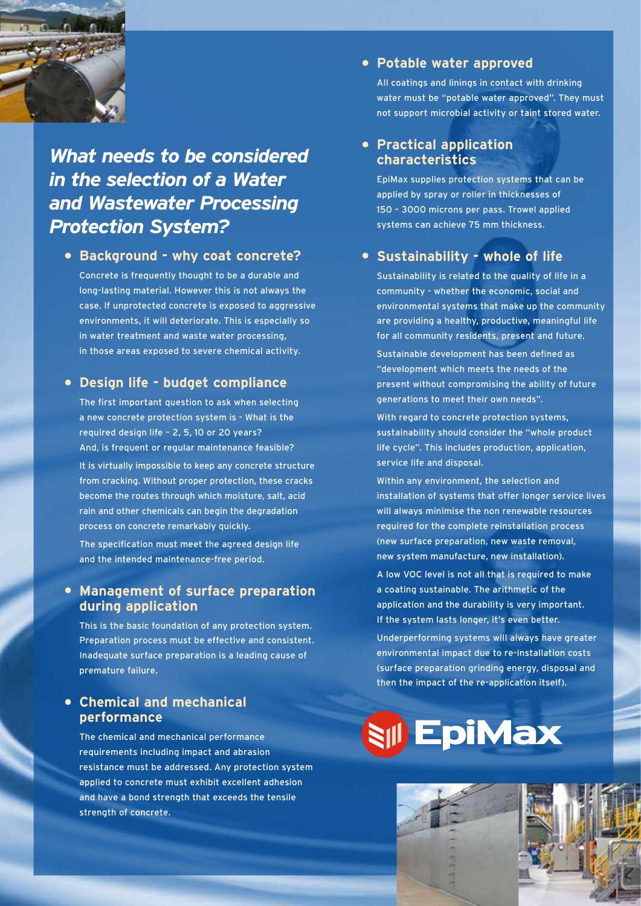## *What needs to be considered in the selection of a Water and Wastewater Processing Protection System?*

- **Background - why coat concrete?**

  Concrete is frequently thought to be a durable and long-lasting material. However this is not always the case. If unprotected concrete is exposed to aggressive environments, it will deteriorate. This is especially so in water treatment and waste water processing, in those areas exposed to severe chemical activity.

- **Design life - budget compliance**

  The first important question to ask when selecting a new concrete protection system is - What is the required design life – 2, 5, 10 or 20 years? And, is frequent or regular maintenance feasible?

  It is virtually impossible to keep any concrete structure from cracking. Without proper protection, these cracks become the routes through which moisture, salt, acid rain and other chemicals can begin the degradation process on concrete remarkably quickly.

  The specification must meet the agreed design life and the intended maintenance-free period.

- **Management of surface preparation during application**

  This is the basic foundation of any protection system. Preparation process must be effective and consistent. Inadequate surface preparation is a leading cause of premature failure.

- **Chemical and mechanical performance**

  The chemical and mechanical performance requirements including impact and abrasion resistance must be addressed. Any protection system applied to concrete must exhibit excellent adhesion and have a bond strength that exceeds the tensile strength of concrete.

- **Potable water approved**

  All coatings and linings in contact with drinking water must be "potable water approved". They must not support microbial activity or taint stored water.

- **Practical application characteristics**

  EpiMax supplies protection systems that can be applied by spray or roller in thicknesses of 150 – 3000 microns per pass. Trowel applied systems can achieve 75 mm thickness.

- **Sustainability - whole of life**

  Sustainability is related to the quality of life in a community - whether the economic, social and environmental systems that make up the community are providing a healthy, productive, meaningful life for all community residents, present and future.

  Sustainable development has been defined as "development which meets the needs of the present without compromising the ability of future generations to meet their own needs".

  With regard to concrete protection systems, sustainability should consider the "whole product life cycle". This includes production, application, service life and disposal.

  Within any environment, the selection and installation of systems that offer longer service lives will always minimise the non renewable resources required for the complete reinstallation process (new surface preparation, new waste removal, new system manufacture, new installation).

  A low VOC level is not all that is required to make a coating sustainable. The arithmetic of the application and the durability is very important. If the system lasts longer, it's even better.

  Underperforming systems will always have greater environmental impact due to re-installation costs (surface preparation grinding energy, disposal and then the impact of the re-application itself).

EpiMax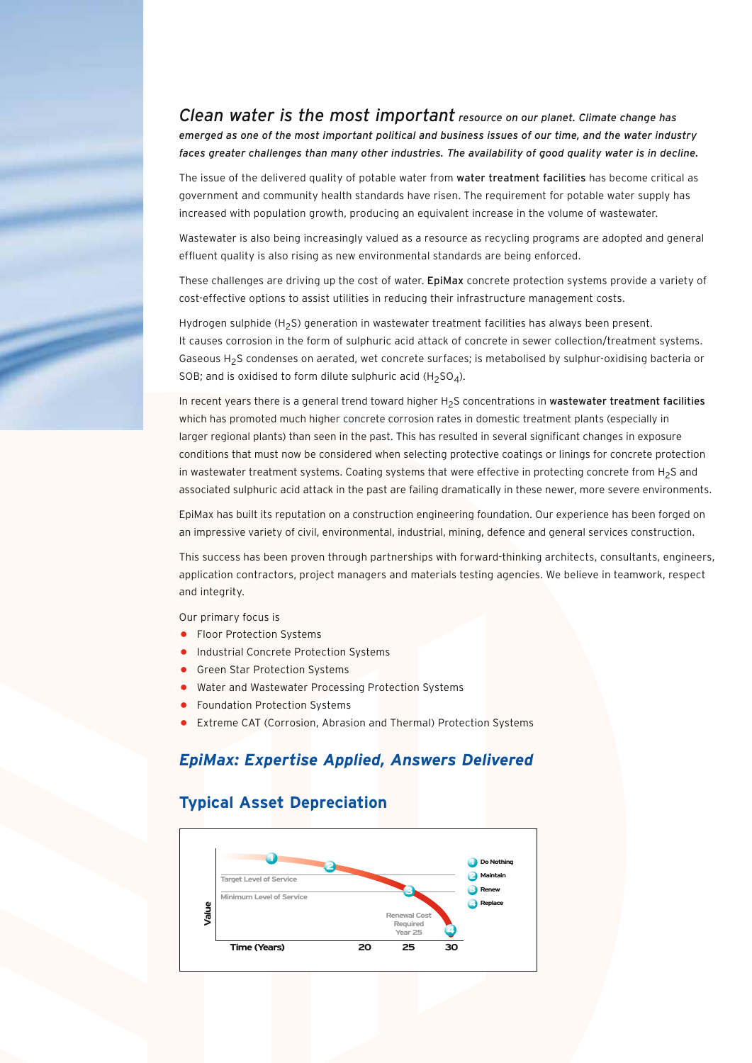*Clean water is the most important resource on our planet. Climate change has emerged as one of the most important political and business issues of our time, and the water industry faces greater challenges than many other industries. The availability of good quality water is in decline.*

The issue of the delivered quality of potable water from **water treatment facilities** has become critical as government and community health standards have risen. The requirement for potable water supply has increased with population growth, producing an equivalent increase in the volume of wastewater.

Wastewater is also being increasingly valued as a resource as recycling programs are adopted and general effluent quality is also rising as new environmental standards are being enforced.

These challenges are driving up the cost of water. **EpiMax** concrete protection systems provide a variety of cost-effective options to assist utilities in reducing their infrastructure management costs.

Hydrogen sulphide ($H_2S$) generation in wastewater treatment facilities has always been present. It causes corrosion in the form of sulphuric acid attack of concrete in sewer collection/treatment systems. Gaseous $H_2S$ condenses on aerated, wet concrete surfaces; is metabolised by sulphur-oxidising bacteria or SOB; and is oxidised to form dilute sulphuric acid ($H_2SO_4$).

In recent years there is a general trend toward higher $H_2S$ concentrations in **wastewater treatment facilities** which has promoted much higher concrete corrosion rates in domestic treatment plants (especially in larger regional plants) than seen in the past. This has resulted in several significant changes in exposure conditions that must now be considered when selecting protective coatings or linings for concrete protection in wastewater treatment systems. Coating systems that were effective in protecting concrete from $H_2S$ and associated sulphuric acid attack in the past are failing dramatically in these newer, more severe environments.

EpiMax has built its reputation on a construction engineering foundation. Our experience has been forged on an impressive variety of civil, environmental, industrial, mining, defence and general services construction.

This success has been proven through partnerships with forward-thinking architects, consultants, engineers, application contractors, project managers and materials testing agencies. We believe in teamwork, respect and integrity.

Our primary focus is

- Floor Protection Systems
- Industrial Concrete Protection Systems
- Green Star Protection Systems
- Water and Wastewater Processing Protection Systems
- Foundation Protection Systems
- Extreme CAT (Corrosion, Abrasion and Thermal) Protection Systems

## *EpiMax: Expertise Applied, Answers Delivered*

## Typical Asset Depreciation

Value

Target Level of Service

Minimum Level of Service

Renewal Cost Required Year 25

Time (Years) 20 25 30

1 Do Nothing
2 Maintain
3 Renew
4 Replace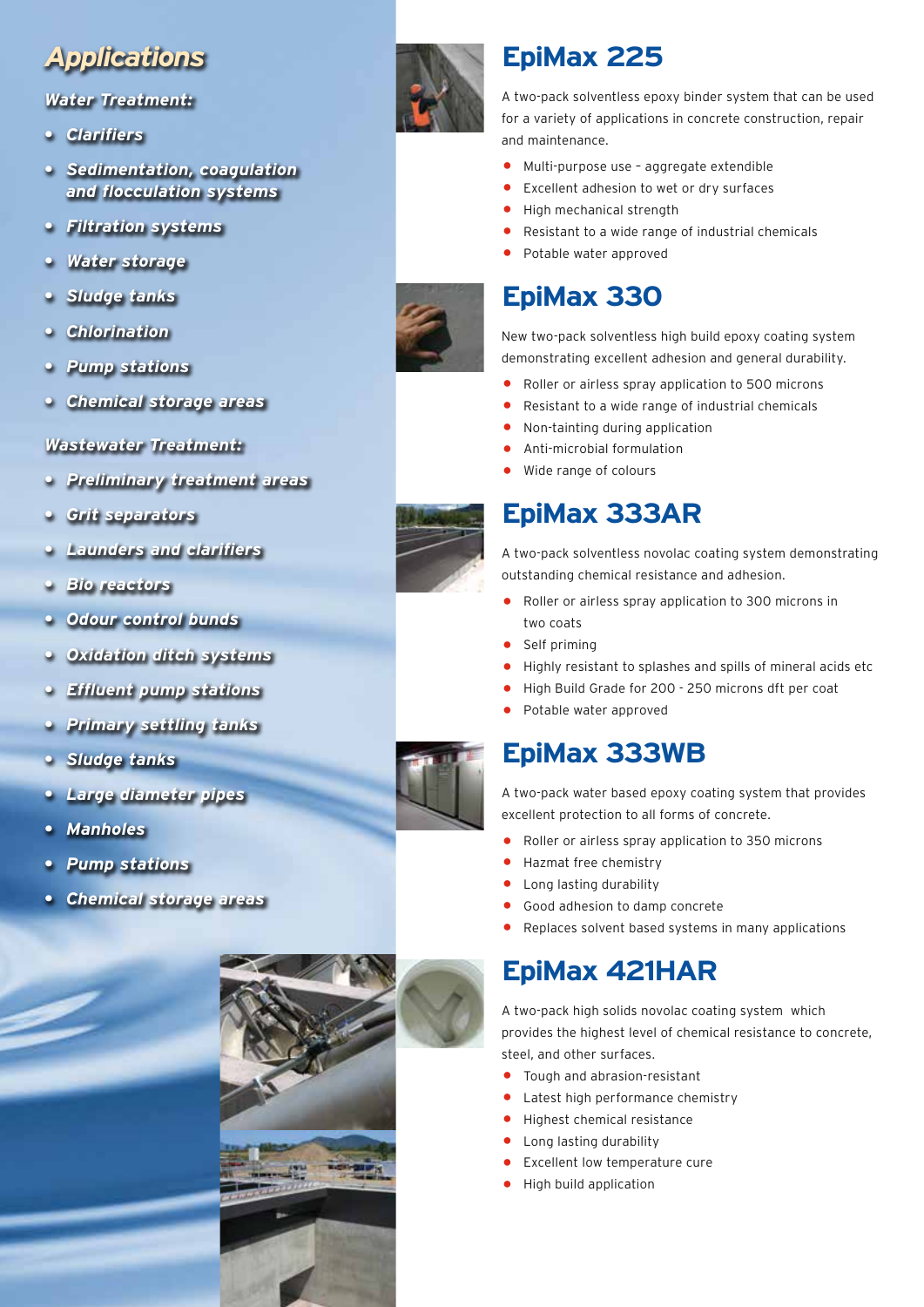## Applications

### Water Treatment:

- Clarifiers
- Sedimentation, coagulation and flocculation systems
- Filtration systems
- Water storage
- Sludge tanks
- Chlorination
- Pump stations
- Chemical storage areas

### Wastewater Treatment:

- Preliminary treatment areas
- Grit separators
- Launders and clarifiers
- Bio reactors
- Odour control bunds
- Oxidation ditch systems
- Effluent pump stations
- Primary settling tanks
- Sludge tanks
- Large diameter pipes
- Manholes
- Pump stations
- Chemical storage areas

## EpiMax 225

A two-pack solventless epoxy binder system that can be used for a variety of applications in concrete construction, repair and maintenance.

- Multi-purpose use – aggregate extendible
- Excellent adhesion to wet or dry surfaces
- High mechanical strength
- Resistant to a wide range of industrial chemicals
- Potable water approved

## EpiMax 330

New two-pack solventless high build epoxy coating system demonstrating excellent adhesion and general durability.

- Roller or airless spray application to 500 microns
- Resistant to a wide range of industrial chemicals
- Non-tainting during application
- Anti-microbial formulation
- Wide range of colours

## EpiMax 333AR

A two-pack solventless novolac coating system demonstrating outstanding chemical resistance and adhesion.

- Roller or airless spray application to 300 microns in two coats
- Self priming
- Highly resistant to splashes and spills of mineral acids etc
- High Build Grade for 200 - 250 microns dft per coat
- Potable water approved

## EpiMax 333WB

A two-pack water based epoxy coating system that provides excellent protection to all forms of concrete.

- Roller or airless spray application to 350 microns
- Hazmat free chemistry
- Long lasting durability
- Good adhesion to damp concrete
- Replaces solvent based systems in many applications

## EpiMax 421HAR

A two-pack high solids novolac coating system which provides the highest level of chemical resistance to concrete, steel, and other surfaces.

- Tough and abrasion-resistant
- Latest high performance chemistry
- Highest chemical resistance
- Long lasting durability
- Excellent low temperature cure
- High build application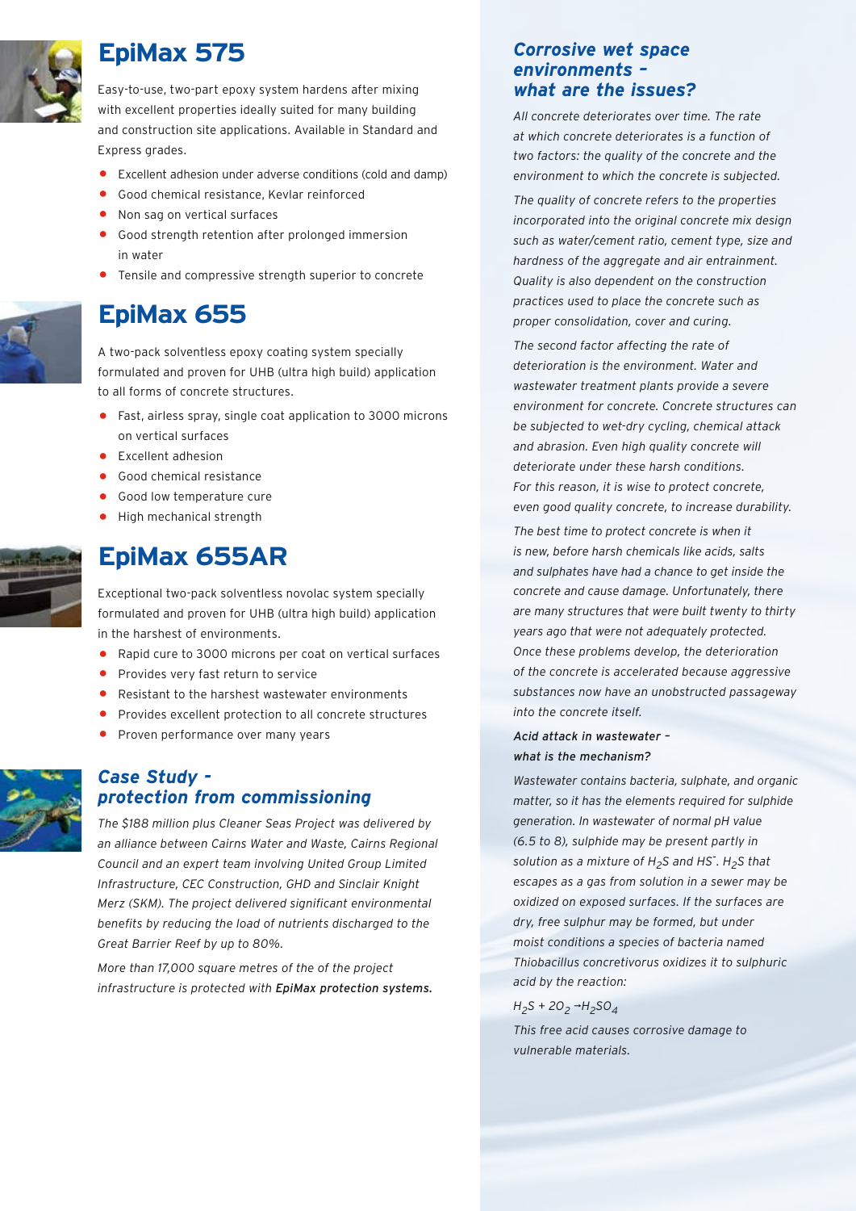## EpiMax 575

Easy-to-use, two-part epoxy system hardens after mixing with excellent properties ideally suited for many building and construction site applications. Available in Standard and Express grades.

- Excellent adhesion under adverse conditions (cold and damp)
- Good chemical resistance, Kevlar reinforced
- Non sag on vertical surfaces
- Good strength retention after prolonged immersion in water
- Tensile and compressive strength superior to concrete

## EpiMax 655

A two-pack solventless epoxy coating system specially formulated and proven for UHB (ultra high build) application to all forms of concrete structures.

- Fast, airless spray, single coat application to 3000 microns on vertical surfaces
- Excellent adhesion
- Good chemical resistance
- Good low temperature cure
- High mechanical strength

## EpiMax 655AR

Exceptional two-pack solventless novolac system specially formulated and proven for UHB (ultra high build) application in the harshest of environments.

- Rapid cure to 3000 microns per coat on vertical surfaces
- Provides very fast return to service
- Resistant to the harshest wastewater environments
- Provides excellent protection to all concrete structures
- Proven performance over many years

### *Case Study - protection from commissioning*

*The $188 million plus Cleaner Seas Project was delivered by an alliance between Cairns Water and Waste, Cairns Regional Council and an expert team involving United Group Limited Infrastructure, CEC Construction, GHD and Sinclair Knight Merz (SKM). The project delivered significant environmental benefits by reducing the load of nutrients discharged to the Great Barrier Reef by up to 80%.*

*More than 17,000 square metres of the of the project infrastructure is protected with* ***EpiMax protection systems.***

### *Corrosive wet space environments – what are the issues?*

*All concrete deteriorates over time. The rate at which concrete deteriorates is a function of two factors: the quality of the concrete and the environment to which the concrete is subjected.*

*The quality of concrete refers to the properties incorporated into the original concrete mix design such as water/cement ratio, cement type, size and hardness of the aggregate and air entrainment. Quality is also dependent on the construction practices used to place the concrete such as proper consolidation, cover and curing.*

*The second factor affecting the rate of deterioration is the environment. Water and wastewater treatment plants provide a severe environment for concrete. Concrete structures can be subjected to wet-dry cycling, chemical attack and abrasion. Even high quality concrete will deteriorate under these harsh conditions. For this reason, it is wise to protect concrete, even good quality concrete, to increase durability.*

*The best time to protect concrete is when it is new, before harsh chemicals like acids, salts and sulphates have had a chance to get inside the concrete and cause damage. Unfortunately, there are many structures that were built twenty to thirty years ago that were not adequately protected. Once these problems develop, the deterioration of the concrete is accelerated because aggressive substances now have an unobstructed passageway into the concrete itself.*

***Acid attack in wastewater – what is the mechanism?***

*Wastewater contains bacteria, sulphate, and organic matter, so it has the elements required for sulphide generation. In wastewater of normal pH value (6.5 to 8), sulphide may be present partly in solution as a mixture of $H_2S$ and $HS^-$. $H_2S$ that escapes as a gas from solution in a sewer may be oxidized on exposed surfaces. If the surfaces are dry, free sulphur may be formed, but under moist conditions a species of bacteria named Thiobacillus concretivorus oxidizes it to sulphuric acid by the reaction:*

$$H_2S + 2O_2 \rightarrow H_2SO_4$$

*This free acid causes corrosive damage to vulnerable materials.*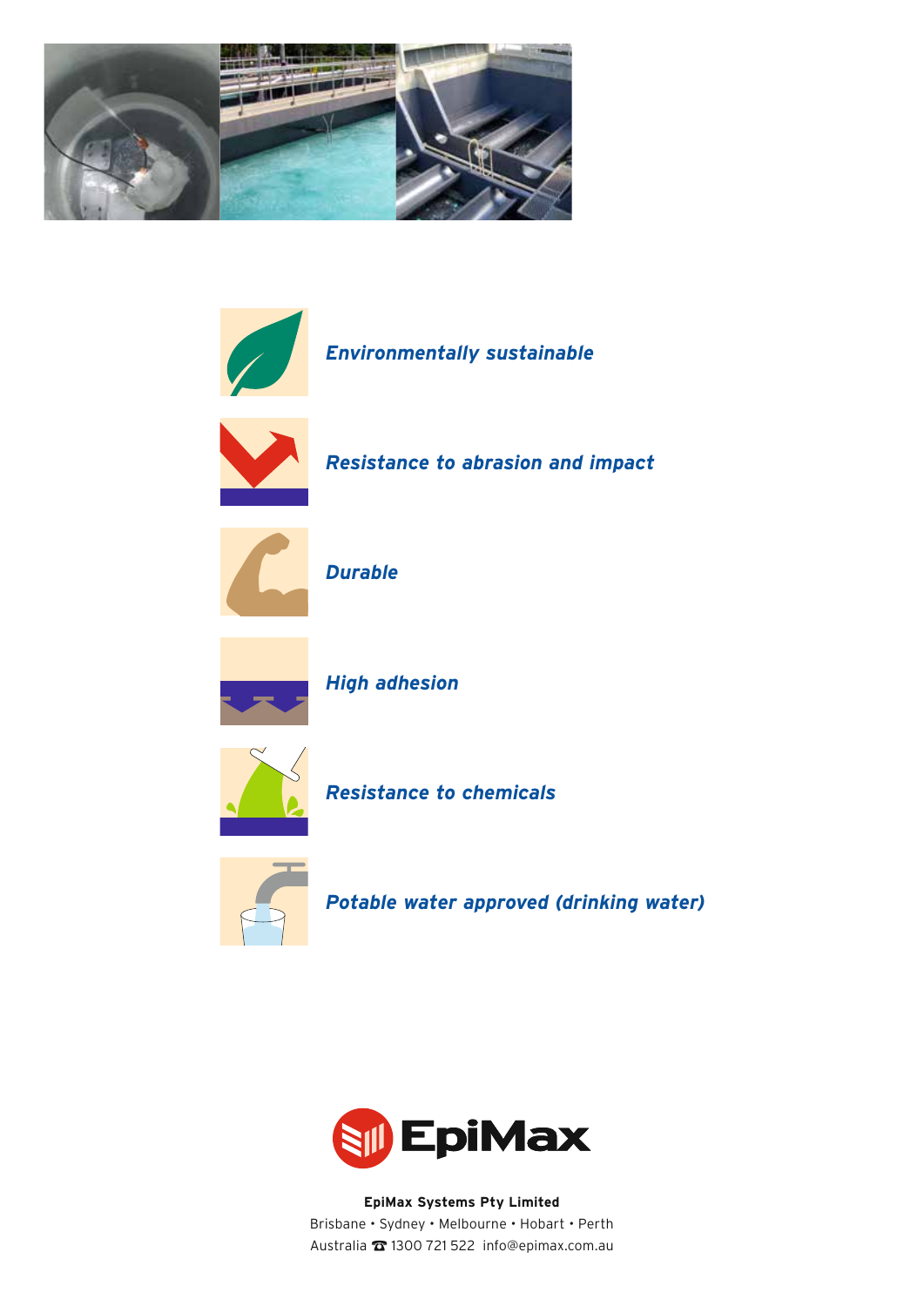*Environmentally sustainable*

*Resistance to abrasion and impact*

*Durable*

*High adhesion*

*Resistance to chemicals*

*Potable water approved (drinking water)*

**EpiMax Systems Pty Limited**
Brisbane • Sydney • Melbourne • Hobart • Perth
Australia ☎ 1300 721 522 info@epimax.com.au